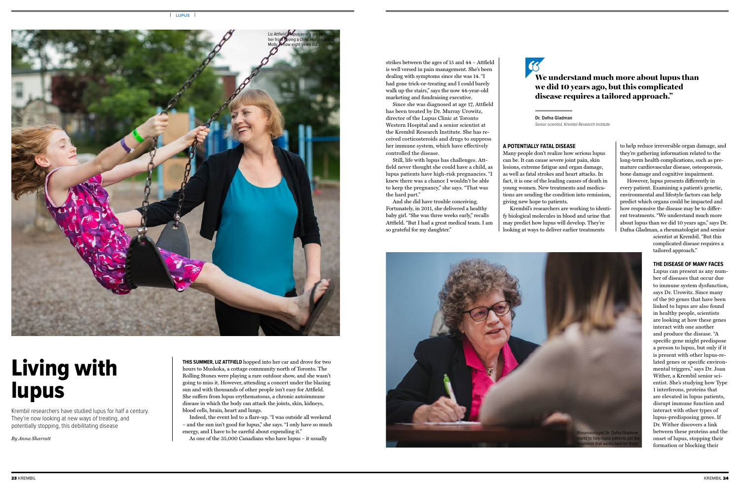Liz Attfield's lupus nearly prevented her from having a child. Her daughter, Molly, is now eight years old.

# Living with lupus

Krembil researchers have studied lupus for half a century. They're now looking at new ways of treating, and potentially stopping, this debilitating disease

*By Anna Sharratt*

**THIS SUMMER, LIZ ATTFIELD** hopped into her car and drove for two hours to Muskoka, a cottage community north of Toronto. The Rolling Stones were playing a rare outdoor show, and she wasn't going to miss it. However, attending a concert under the blazing sun and with thousands of other people isn't easy for Attfield. She suffers from lupus erythematosus, a chronic autoimmune disease in which the body can attack the joints, skin, kidneys, blood cells, brain, heart and lungs.

Indeed, the event led to a flare-up. "I was outside all weekend – and the sun isn't good for lupus," she says. "I only have so much energy, and I have to be careful about expending it."

As one of the 35,000 Canadians who have lupus – it usually strikes between the ages of 15 and 44 – Attfield is well versed in pain management. She's been dealing with symptoms since she was 14. "I had gone trick-or-treating and I could barely walk up the stairs," says the now 44-year-old marketing and fundraising executive.

Since she was diagnosed at age 17, Attfield has been treated by Dr. Murray Urowitz, director of the Lupus Clinic at Toronto Western Hospital and a senior scientist at the Krembil Research Institute. She has received corticosteroids and drugs to suppress her immune system, which have effectively controlled the disease.

Still, life with lupus has challenges. Attfield never thought she could have a child, as lupus patients have high-risk pregnancies. "I knew there was a chance I wouldn't be able to keep the pregnancy," she says. "That was the hard part."

And she did have trouble conceiving. Fortunately, in 2011, she delivered a healthy baby girl. "She was three weeks early," recalls Attfield. "But I had a great medical team. I am so grateful for my daughter."

> **We understand much more about lupus than we did 10 years ago, but this complicated disease requires a tailored approach."**
>
> **Dr. Dafna Gladman**
> *Senior scientist, Krembil Research Institute*

### A POTENTIALLY FATAL DISEASE

Many people don't realize how serious lupus can be. It can cause severe joint pain, skin lesions, extreme fatigue and organ damage, as well as fatal strokes and heart attacks. In fact, it is one of the leading causes of death in young women. New treatments and medications are sending the condition into remission, giving new hope to patients.

Krembil's researchers are working to identify biological molecules in blood and urine that may predict how lupus will develop. They're looking at ways to deliver earlier treatments to help reduce irreversible organ damage, and they're gathering information related to the long-term health complications, such as premature cardiovascular disease, osteoporosis, bone damage and cognitive impairment.

However, lupus presents differently in every patient. Examining a patient's genetic, environmental and lifestyle factors can help predict which organs could be impacted and how responsive the disease may be to different treatments. "We understand much more about lupus than we did 10 years ago," says Dr. Dafna Gladman, a rheumatologist and senior scientist at Krembil. "But this complicated disease requires a tailored approach."

Rheumatologist Dr. Dafna Gladman wants to help lupus patients get the treatment that works best for them.

### THE DISEASE OF MANY FACES

Lupus can present as any number of diseases that occur due to immune system dysfunction, says Dr. Urowitz. Since many of the 90 genes that have been linked to lupus are also found in healthy people, scientists are looking at how these genes interact with one another and produce the disease. "A specific gene might predispose a person to lupus, but only if it is present with other lupus-related genes or specific environmental triggers," says Dr. Joan Wither, a Krembil senior scientist. She's studying how Type 1 interferons, proteins that are elevated in lupus patients, disrupt immune function and interact with other types of lupus-predisposing genes. If Dr. Wither discovers a link between these proteins and the onset of lupus, stopping their formation or blocking their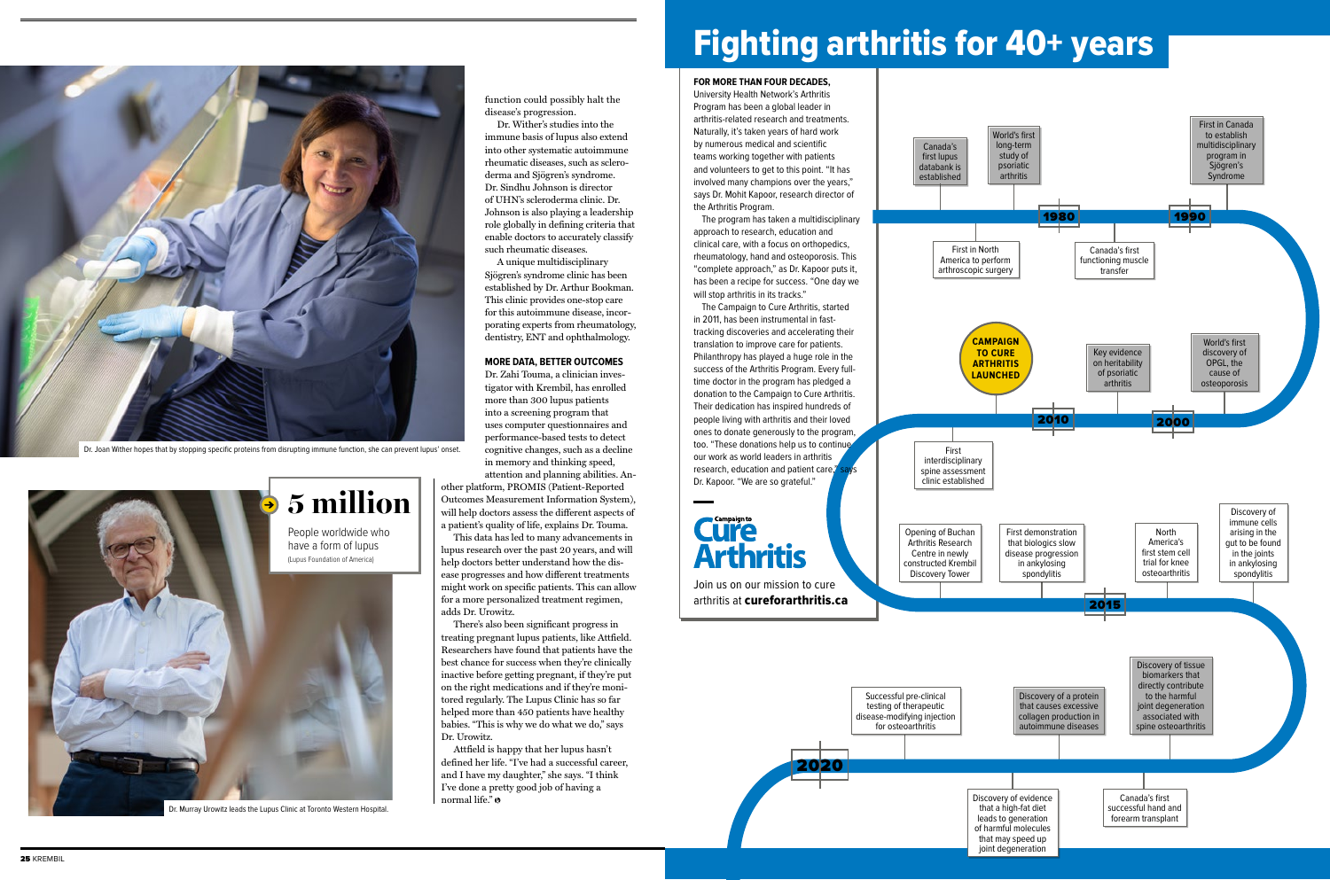function could possibly halt the disease's progression.

Dr. Wither's studies into the immune basis of lupus also extend into other systematic autoimmune rheumatic diseases, such as scleroderma and Sjögren's syndrome. Dr. Sindhu Johnson is director of UHN's scleroderma clinic. Dr. Johnson is also playing a leadership role globally in defining criteria that enable doctors to accurately classify such rheumatic diseases.

A unique multidisciplinary Sjögren's syndrome clinic has been established by Dr. Arthur Bookman. This clinic provides one-stop care for this autoimmune disease, incorporating experts from rheumatology, dentistry, ENT and ophthalmology.

### MORE DATA, BETTER OUTCOMES

Dr. Zahi Touma, a clinician investigator with Krembil, has enrolled more than 300 lupus patients into a screening program that uses computer questionnaires and performance-based tests to detect cognitive changes, such as a decline in memory and thinking speed, attention and planning abilities. Another platform, PROMIS (Patient-Reported Outcomes Measurement Information System), will help doctors assess the different aspects of a patient's quality of life, explains Dr. Touma.

This data has led to many advancements in lupus research over the past 20 years, and will help doctors better understand how the disease progresses and how different treatments might work on specific patients. This can allow for a more personalized treatment regimen, adds Dr. Urowitz.

There's also been significant progress in treating pregnant lupus patients, like Attfield. Researchers have found that patients have the best chance for success when they're clinically inactive before getting pregnant, if they're put on the right medications and if they're monitored regularly. The Lupus Clinic has so far helped more than 450 patients have healthy babies. "This is why we do what we do," says Dr. Urowitz.

Attfield is happy that her lupus hasn't defined her life. "I've had a successful career, and I have my daughter," she says. "I think I've done a pretty good job of having a normal life."

Dr. Joan Wither hopes that by stopping specific proteins from disrupting immune function, she can prevent lupus' onset.

**5 million**

People worldwide who have a form of lupus

(Lupus Foundation of America)

Dr. Murray Urowitz leads the Lupus Clinic at Toronto Western Hospital.

# Fighting arthritis for 40+ years

**FOR MORE THAN FOUR DECADES,** University Health Network's Arthritis Program has been a global leader in arthritis-related research and treatments. Naturally, it's taken years of hard work by numerous medical and scientific teams working together with patients and volunteers to get to this point. "It has involved many champions over the years," says Dr. Mohit Kapoor, research director of the Arthritis Program.

The program has taken a multidisciplinary approach to research, education and clinical care, with a focus on orthopedics, rheumatology, hand and osteoporosis. This "complete approach," as Dr. Kapoor puts it, has been a recipe for success. "One day we will stop arthritis in its tracks."

The Campaign to Cure Arthritis, started in 2011, has been instrumental in fast-tracking discoveries and accelerating their translation to improve care for patients. Philanthropy has played a huge role in the success of the Arthritis Program. Every full-time doctor in the program has pledged a donation to the Campaign to Cure Arthritis. Their dedication has inspired hundreds of people living with arthritis and their loved ones to donate generously to the program, too. "These donations help us to continue our work as world leaders in arthritis research, education and patient care," says Dr. Kapoor. "We are so grateful."

Campaign to Cure Arthritis

Join us on our mission to cure arthritis at **cureforarthritis.ca**

1980

- Canada's first lupus databank is established
- World's first long-term study of psoriatic arthritis
- First in North America to perform arthroscopic surgery
- Canada's first functioning muscle transfer

1990

- First in Canada to establish multidisciplinary program in Sjögren's Syndrome

2000

- World's first discovery of OPGL, the cause of osteoporosis
- Key evidence on heritability of psoriatic arthritis

2010

- CAMPAIGN TO CURE ARTHRITIS LAUNCHED
- First interdisciplinary spine assessment clinic established

2015

- Opening of Buchan Arthritis Research Centre in newly constructed Krembil Discovery Tower
- First demonstration that biologics slow disease progression in ankylosing spondylitis
- North America's first stem cell trial for knee osteoarthritis
- Discovery of immune cells arising in the gut to be found in the joints in ankylosing spondylitis
- Discovery of tissue biomarkers that directly contribute to the harmful joint degeneration associated with spine osteoarthritis
- Discovery of a protein that causes excessive collagen production in autoimmune diseases
- Successful pre-clinical testing of therapeutic disease-modifying injection for osteoarthritis

2020

- Discovery of evidence that a high-fat diet leads to generation of harmful molecules that may speed up joint degeneration
- Canada's first successful hand and forearm transplant